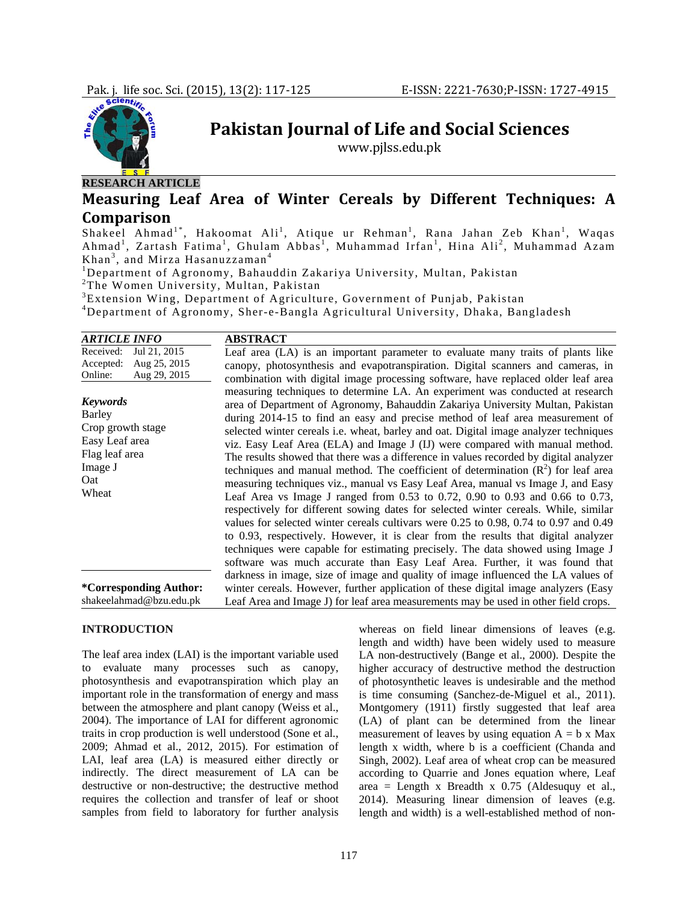**RESEARCH ARTICLE**

# Measuring Leaf Area of Winter Cereals by Different Techniques: A Comparison

Shakeel Ahmad[1*], Hakoomat Ali[1], Atique ur Rehman[1], Rana Jahan Zeb Khan[1], Waqas Ahmad[1], Zartash Fatima[1], Ghulam Abbas[1], Muhammad Irfan[1], Hina Ali[2], Muhammad Azam Khan[3], and Mirza Hasanuzzaman[4]

[1]Department of Agronomy, Bahauddin Zakariya University, Multan, Pakistan
[2]The Women University, Multan, Pakistan
[3]Extension Wing, Department of Agriculture, Government of Punjab, Pakistan
[4]Department of Agronomy, Sher-e-Bangla Agricultural University, Dhaka, Bangladesh

## *ARTICLE INFO*

Received: Jul 21, 2015
Accepted: Aug 25, 2015
Online: Aug 29, 2015

***Keywords***
Barley
Crop growth stage
Easy Leaf area
Flag leaf area
Image J
Oat
Wheat

**\*Corresponding Author:**
shakeelahmad@bzu.edu.pk

## ABSTRACT

Leaf area (LA) is an important parameter to evaluate many traits of plants like canopy, photosynthesis and evapotranspiration. Digital scanners and cameras, in combination with digital image processing software, have replaced older leaf area measuring techniques to determine LA. An experiment was conducted at research area of Department of Agronomy, Bahauddin Zakariya University Multan, Pakistan during 2014-15 to find an easy and precise method of leaf area measurement of selected winter cereals i.e. wheat, barley and oat. Digital image analyzer techniques viz. Easy Leaf Area (ELA) and Image J (IJ) were compared with manual method. The results showed that there was a difference in values recorded by digital analyzer techniques and manual method. The coefficient of determination ($R^2$) for leaf area measuring techniques viz., manual vs Easy Leaf Area, manual vs Image J, and Easy Leaf Area vs Image J ranged from 0.53 to 0.72, 0.90 to 0.93 and 0.66 to 0.73, respectively for different sowing dates for selected winter cereals. While, similar values for selected winter cereals cultivars were 0.25 to 0.98, 0.74 to 0.97 and 0.49 to 0.93, respectively. However, it is clear from the results that digital analyzer techniques were capable for estimating precisely. The data showed using Image J software was much accurate than Easy Leaf Area. Further, it was found that darkness in image, size of image and quality of image influenced the LA values of winter cereals. However, further application of these digital image analyzers (Easy Leaf Area and Image J) for leaf area measurements may be used in other field crops.

## INTRODUCTION

The leaf area index (LAI) is the important variable used to evaluate many processes such as canopy, photosynthesis and evapotranspiration which play an important role in the transformation of energy and mass between the atmosphere and plant canopy (Weiss et al., 2004). The importance of LAI for different agronomic traits in crop production is well understood (Sone et al., 2009; Ahmad et al., 2012, 2015). For estimation of LAI, leaf area (LA) is measured either directly or indirectly. The direct measurement of LA can be destructive or non-destructive; the destructive method requires the collection and transfer of leaf or shoot samples from field to laboratory for further analysis whereas on field linear dimensions of leaves (e.g. length and width) have been widely used to measure LA non-destructively (Bange et al., 2000). Despite the higher accuracy of destructive method the destruction of photosynthetic leaves is undesirable and the method is time consuming (Sanchez-de-Miguel et al., 2011). Montgomery (1911) firstly suggested that leaf area (LA) of plant can be determined from the linear measurement of leaves by using equation A = b x Max length x width, where b is a coefficient (Chanda and Singh, 2002). Leaf area of wheat crop can be measured according to Quarrie and Jones equation where, Leaf area = Length x Breadth x 0.75 (Aldesuquy et al., 2014). Measuring linear dimension of leaves (e.g. length and width) is a well-established method of non-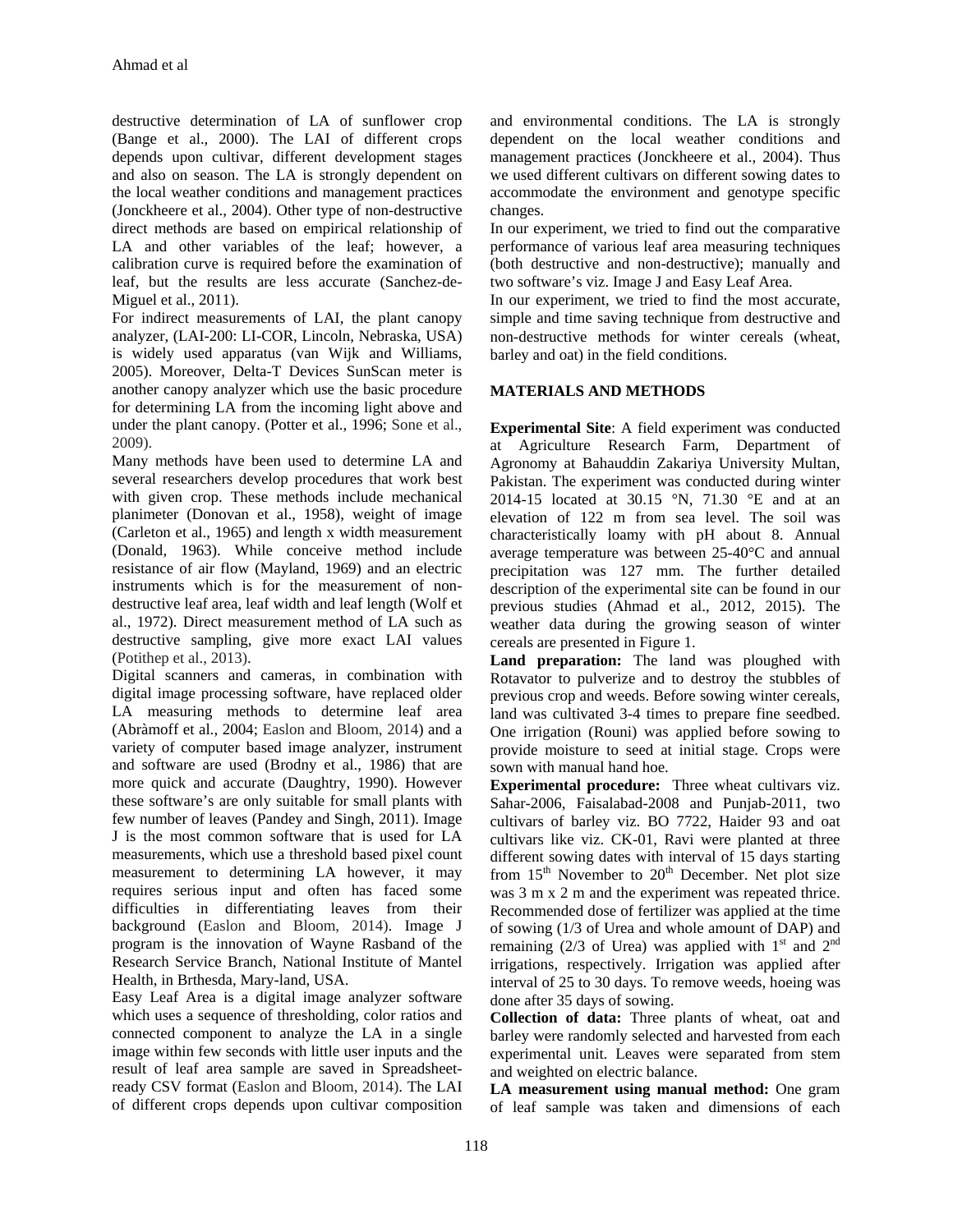destructive determination of LA of sunflower crop (Bange et al., 2000). The LAI of different crops depends upon cultivar, different development stages and also on season. The LA is strongly dependent on the local weather conditions and management practices (Jonckheere et al., 2004). Other type of non-destructive direct methods are based on empirical relationship of LA and other variables of the leaf; however, a calibration curve is required before the examination of leaf, but the results are less accurate (Sanchez-de-Miguel et al., 2011).

For indirect measurements of LAI, the plant canopy analyzer, (LAI-200: LI-COR, Lincoln, Nebraska, USA) is widely used apparatus (van Wijk and Williams, 2005). Moreover, Delta-T Devices SunScan meter is another canopy analyzer which use the basic procedure for determining LA from the incoming light above and under the plant canopy. (Potter et al., 1996; Sone et al., 2009).

Many methods have been used to determine LA and several researchers develop procedures that work best with given crop. These methods include mechanical planimeter (Donovan et al., 1958), weight of image (Carleton et al., 1965) and length x width measurement (Donald, 1963). While conceive method include resistance of air flow (Mayland, 1969) and an electric instruments which is for the measurement of non-destructive leaf area, leaf width and leaf length (Wolf et al., 1972). Direct measurement method of LA such as destructive sampling, give more exact LAI values (Potithep et al., 2013).

Digital scanners and cameras, in combination with digital image processing software, have replaced older LA measuring methods to determine leaf area (Abràmoff et al., 2004; Easlon and Bloom, 2014) and a variety of computer based image analyzer, instrument and software are used (Brodny et al., 1986) that are more quick and accurate (Daughtry, 1990). However these software's are only suitable for small plants with few number of leaves (Pandey and Singh, 2011). Image J is the most common software that is used for LA measurements, which use a threshold based pixel count measurement to determining LA however, it may requires serious input and often has faced some difficulties in differentiating leaves from their background (Easlon and Bloom, 2014). Image J program is the innovation of Wayne Rasband of the Research Service Branch, National Institute of Mantel Health, in Brthesda, Mary-land, USA.

Easy Leaf Area is a digital image analyzer software which uses a sequence of thresholding, color ratios and connected component to analyze the LA in a single image within few seconds with little user inputs and the result of leaf area sample are saved in Spreadsheet-ready CSV format (Easlon and Bloom, 2014). The LAI of different crops depends upon cultivar composition and environmental conditions. The LA is strongly dependent on the local weather conditions and management practices (Jonckheere et al., 2004). Thus we used different cultivars on different sowing dates to accommodate the environment and genotype specific changes.

In our experiment, we tried to find out the comparative performance of various leaf area measuring techniques (both destructive and non-destructive); manually and two software's viz. Image J and Easy Leaf Area.

In our experiment, we tried to find the most accurate, simple and time saving technique from destructive and non-destructive methods for winter cereals (wheat, barley and oat) in the field conditions.

## MATERIALS AND METHODS

**Experimental Site**: A field experiment was conducted at Agriculture Research Farm, Department of Agronomy at Bahauddin Zakariya University Multan, Pakistan. The experiment was conducted during winter 2014-15 located at 30.15 °N, 71.30 °E and at an elevation of 122 m from sea level. The soil was characteristically loamy with pH about 8. Annual average temperature was between 25-40°C and annual precipitation was 127 mm. The further detailed description of the experimental site can be found in our previous studies (Ahmad et al., 2012, 2015). The weather data during the growing season of winter cereals are presented in Figure 1.

**Land preparation:** The land was ploughed with Rotavator to pulverize and to destroy the stubbles of previous crop and weeds. Before sowing winter cereals, land was cultivated 3-4 times to prepare fine seedbed. One irrigation (Rouni) was applied before sowing to provide moisture to seed at initial stage. Crops were sown with manual hand hoe.

**Experimental procedure:** Three wheat cultivars viz. Sahar-2006, Faisalabad-2008 and Punjab-2011, two cultivars of barley viz. BO 7722, Haider 93 and oat cultivars like viz. CK-01, Ravi were planted at three different sowing dates with interval of 15 days starting from 15th November to 20th December. Net plot size was 3 m x 2 m and the experiment was repeated thrice. Recommended dose of fertilizer was applied at the time of sowing (1/3 of Urea and whole amount of DAP) and remaining (2/3 of Urea) was applied with 1st and 2nd irrigations, respectively. Irrigation was applied after interval of 25 to 30 days. To remove weeds, hoeing was done after 35 days of sowing.

**Collection of data:** Three plants of wheat, oat and barley were randomly selected and harvested from each experimental unit. Leaves were separated from stem and weighted on electric balance.

**LA measurement using manual method:** One gram of leaf sample was taken and dimensions of each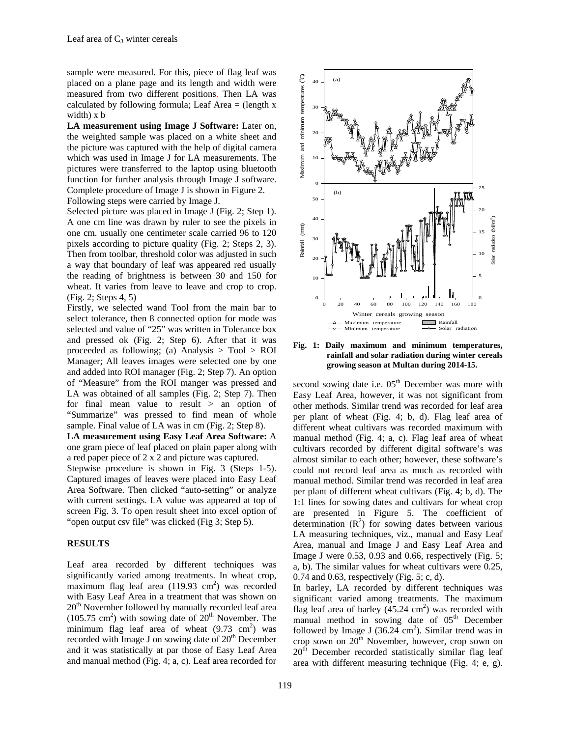sample were measured. For this, piece of flag leaf was placed on a plane page and its length and width were measured from two different positions. Then LA was calculated by following formula; Leaf Area = (length x width) x b

**LA measurement using Image J Software:** Later on, the weighted sample was placed on a white sheet and the picture was captured with the help of digital camera which was used in Image J for LA measurements. The pictures were transferred to the laptop using bluetooth function for further analysis through Image J software. Complete procedure of Image J is shown in Figure 2.

Following steps were carried by Image J.

Selected picture was placed in Image J (Fig. 2; Step 1). A one cm line was drawn by ruler to see the pixels in one cm. usually one centimeter scale carried 96 to 120 pixels according to picture quality (Fig. 2; Steps 2, 3). Then from toolbar, threshold color was adjusted in such a way that boundary of leaf was appeared red usually the reading of brightness is between 30 and 150 for wheat. It varies from leave to leave and crop to crop. (Fig. 2; Steps 4, 5)

Firstly, we selected wand Tool from the main bar to select tolerance, then 8 connected option for mode was selected and value of "25" was written in Tolerance box and pressed ok (Fig. 2; Step 6). After that it was proceeded as following; (a) Analysis > Tool > ROI Manager; All leaves images were selected one by one and added into ROI manager (Fig. 2; Step 7). An option of "Measure" from the ROI manger was pressed and LA was obtained of all samples (Fig. 2; Step 7). Then for final mean value to result > an option of "Summarize" was pressed to find mean of whole sample. Final value of LA was in cm (Fig. 2; Step 8).

**LA measurement using Easy Leaf Area Software:** A one gram piece of leaf placed on plain paper along with a red paper piece of 2 x 2 and picture was captured.

Stepwise procedure is shown in Fig. 3 (Steps 1-5). Captured images of leaves were placed into Easy Leaf Area Software. Then clicked "auto-setting" or analyze with current settings. LA value was appeared at top of screen Fig. 3. To open result sheet into excel option of "open output csv file" was clicked (Fig 3; Step 5).

## RESULTS

Leaf area recorded by different techniques was significantly varied among treatments. In wheat crop, maximum flag leaf area (119.93 $cm^2$) was recorded with Easy Leaf Area in a treatment that was shown on 20[th] November followed by manually recorded leaf area (105.75 $cm^2$) with sowing date of 20[th] November. The minimum flag leaf area of wheat (9.73 $cm^2$) was recorded with Image J on sowing date of 20[th] December and it was statistically at par those of Easy Leaf Area and manual method (Fig. 4; a, c). Leaf area recorded for second sowing date i.e. 05[th] December was more with Easy Leaf Area, however, it was not significant from other methods. Similar trend was recorded for leaf area per plant of wheat (Fig. 4; b, d). Flag leaf area of different wheat cultivars was recorded maximum with manual method (Fig. 4; a, c). Flag leaf area of wheat cultivars recorded by different digital software's was almost similar to each other; however, these software's could not record leaf area as much as recorded with manual method. Similar trend was recorded in leaf area per plant of different wheat cultivars (Fig. 4; b, d). The 1:1 lines for sowing dates and cultivars for wheat crop are presented in Figure 5. The coefficient of determination ($R^2$) for sowing dates between various LA measuring techniques, viz., manual and Easy Leaf Area, manual and Image J and Easy Leaf Area and Image J were 0.53, 0.93 and 0.66, respectively (Fig. 5; a, b). The similar values for wheat cultivars were 0.25, 0.74 and 0.63, respectively (Fig. 5; c, d).

In barley, LA recorded by different techniques was significant varied among treatments. The maximum flag leaf area of barley (45.24 $cm^2$) was recorded with manual method in sowing date of 05[th] December followed by Image J (36.24 $cm^2$). Similar trend was in crop sown on 20[th] November, however, crop sown on 20[th] December recorded statistically similar flag leaf area with different measuring technique (Fig. 4; e, g).

**Fig. 1: Daily maximum and minimum temperatures, rainfall and solar radiation during winter cereals growing season at Multan during 2014-15.**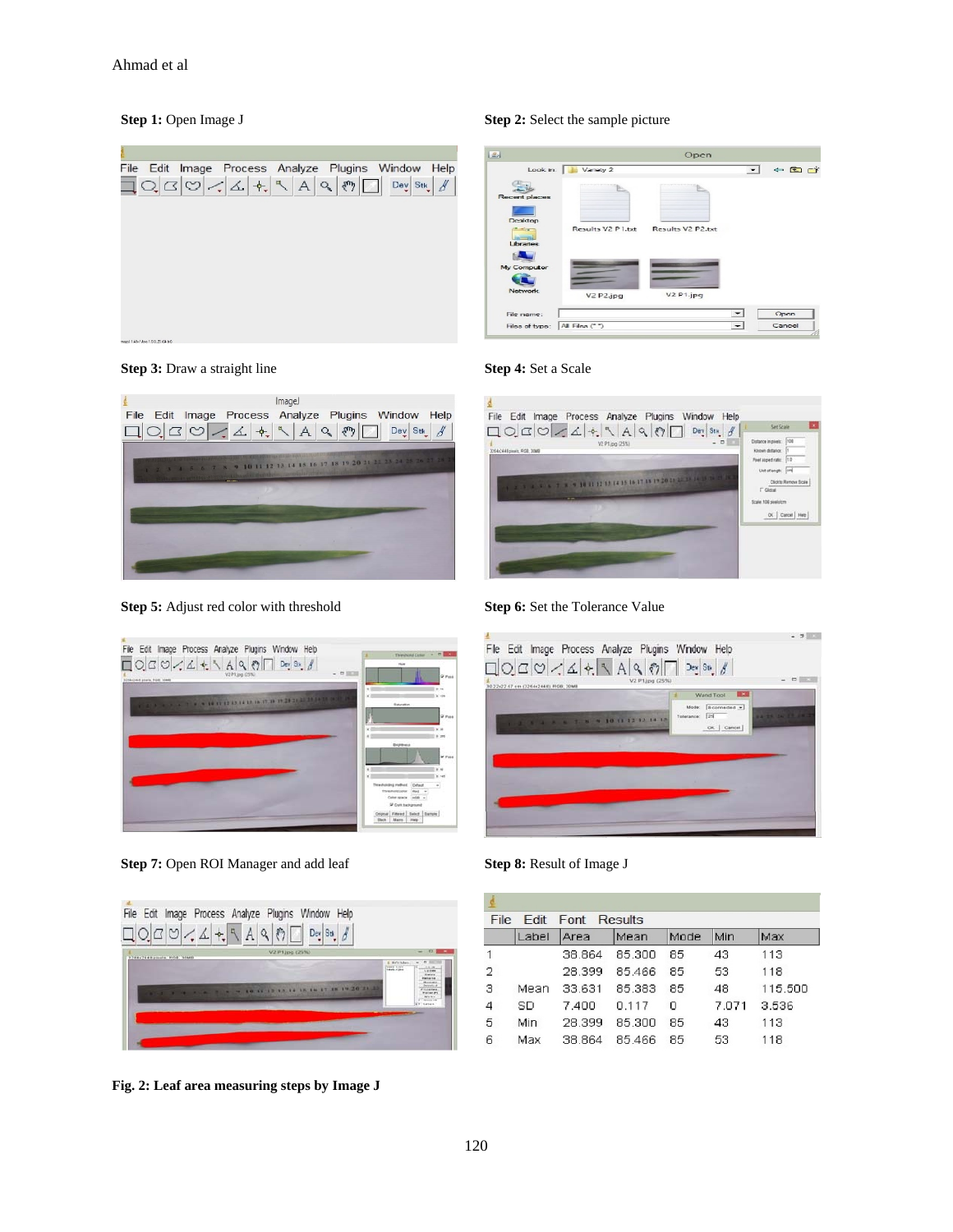**Step 1:** Open Image J

**Step 2:** Select the sample picture

**Step 3:** Draw a straight line

**Step 4:** Set a Scale

**Step 5:** Adjust red color with threshold

**Step 6:** Set the Tolerance Value

**Step 7:** Open ROI Manager and add leaf

**Step 8:** Result of Image J

| | Label | Area | Mean | Mode | Min | Max |
|---|---|---|---|---|---|---|
| 1 | | 38.864 | 85.300 | 85 | 43 | 113 |
| 2 | | 28.399 | 85.466 | 85 | 53 | 118 |
| 3 | Mean | 33.631 | 85.383 | 85 | 48 | 115.500 |
| 4 | SD | 7.400 | 0.117 | 0 | 7.071 | 3.536 |
| 5 | Min | 28.399 | 85.300 | 85 | 43 | 113 |
| 6 | Max | 38.864 | 85.466 | 85 | 53 | 118 |

**Fig. 2: Leaf area measuring steps by Image J**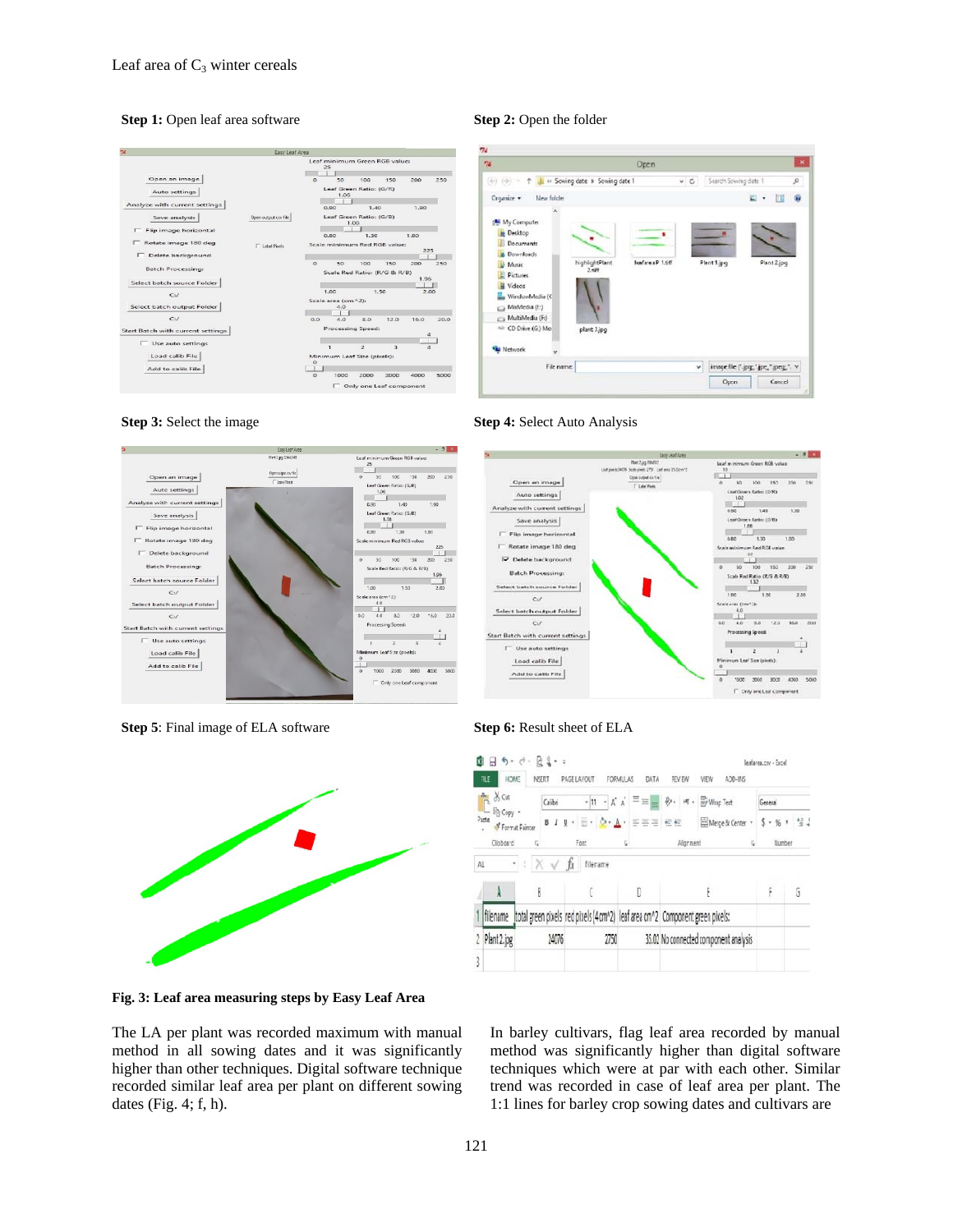**Step 1:** Open leaf area software

**Step 2:** Open the folder

**Step 3:** Select the image

**Step 4:** Select Auto Analysis

**Step 5**: Final image of ELA software

**Step 6:** Result sheet of ELA

**Fig. 3: Leaf area measuring steps by Easy Leaf Area**

The LA per plant was recorded maximum with manual method in all sowing dates and it was significantly higher than other techniques. Digital software technique recorded similar leaf area per plant on different sowing dates (Fig. 4; f, h).

In barley cultivars, flag leaf area recorded by manual method was significantly higher than digital software techniques which were at par with each other. Similar trend was recorded in case of leaf area per plant. The 1:1 lines for barley crop sowing dates and cultivars are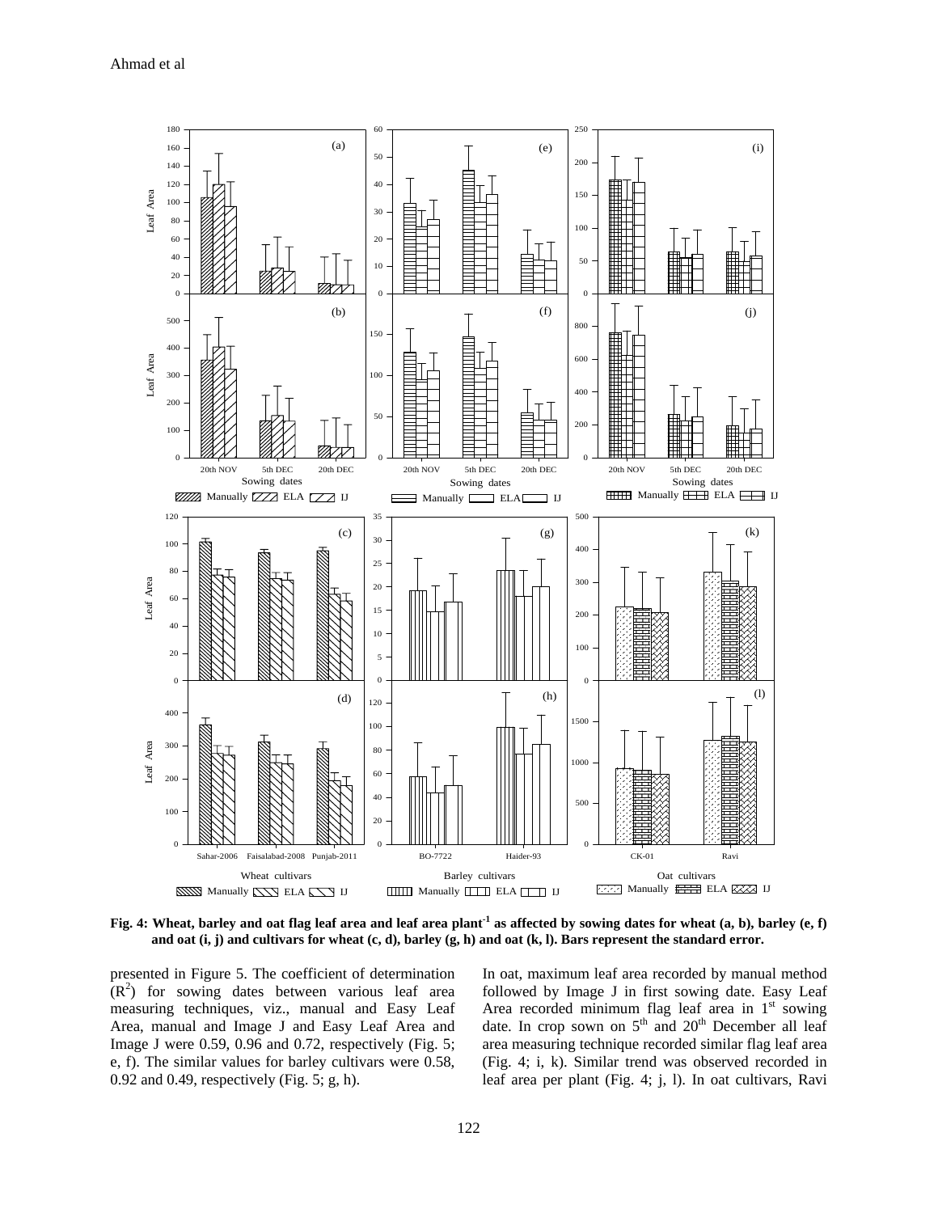**Fig. 4: Wheat, barley and oat flag leaf area and leaf area plant$^{-1}$ as affected by sowing dates for wheat (a, b), barley (e, f) and oat (i, j) and cultivars for wheat (c, d), barley (g, h) and oat (k, l). Bars represent the standard error.**

presented in Figure 5. The coefficient of determination ($R^2$) for sowing dates between various leaf area measuring techniques, viz., manual and Easy Leaf Area, manual and Image J and Easy Leaf Area and Image J were 0.59, 0.96 and 0.72, respectively (Fig. 5; e, f). The similar values for barley cultivars were 0.58, 0.92 and 0.49, respectively (Fig. 5; g, h).

In oat, maximum leaf area recorded by manual method followed by Image J in first sowing date. Easy Leaf Area recorded minimum flag leaf area in 1st sowing date. In crop sown on 5th and 20th December all leaf area measuring technique recorded similar flag leaf area (Fig. 4; i, k). Similar trend was observed recorded in leaf area per plant (Fig. 4; j, l). In oat cultivars, Ravi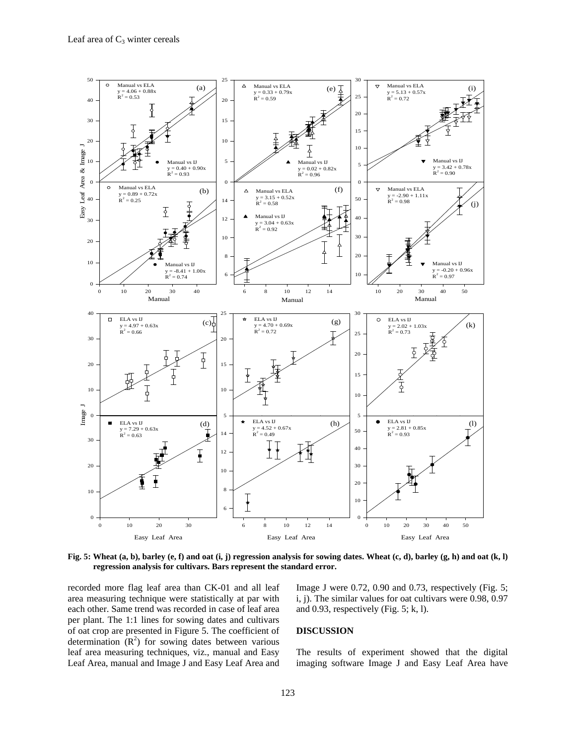**Fig. 5: Wheat (a, b), barley (e, f) and oat (i, j) regression analysis for sowing dates. Wheat (c, d), barley (g, h) and oat (k, l) regression analysis for cultivars. Bars represent the standard error.**

recorded more flag leaf area than CK-01 and all leaf area measuring technique were statistically at par with each other. Same trend was recorded in case of leaf area per plant. The 1:1 lines for sowing dates and cultivars of oat crop are presented in Figure 5. The coefficient of determination ($R^2$) for sowing dates between various leaf area measuring techniques, viz., manual and Easy Leaf Area, manual and Image J and Easy Leaf Area and Image J were 0.72, 0.90 and 0.73, respectively (Fig. 5; i, j). The similar values for oat cultivars were 0.98, 0.97 and 0.93, respectively (Fig. 5; k, l).

## DISCUSSION

The results of experiment showed that the digital imaging software Image J and Easy Leaf Area have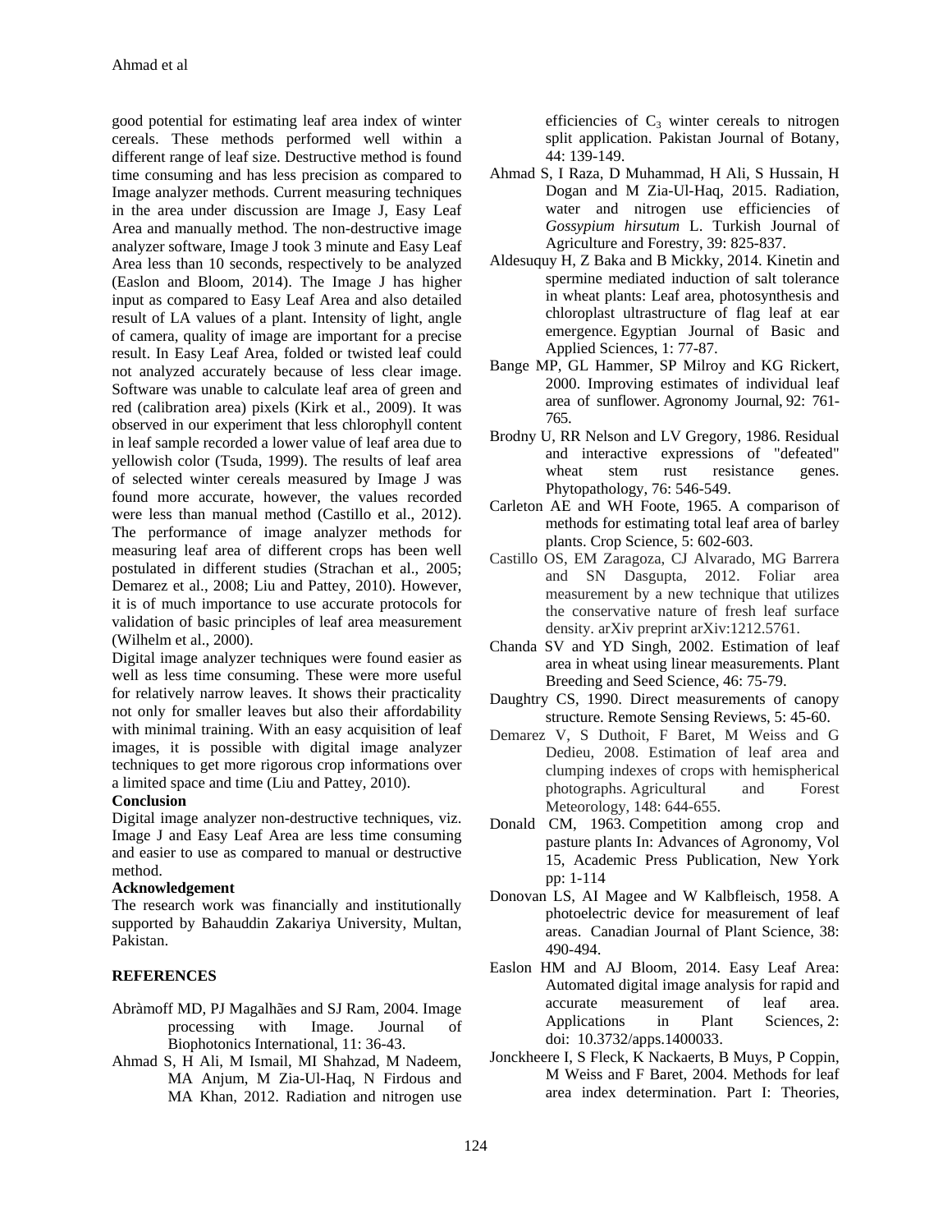good potential for estimating leaf area index of winter cereals. These methods performed well within a different range of leaf size. Destructive method is found time consuming and has less precision as compared to Image analyzer methods. Current measuring techniques in the area under discussion are Image J, Easy Leaf Area and manually method. The non-destructive image analyzer software, Image J took 3 minute and Easy Leaf Area less than 10 seconds, respectively to be analyzed (Easlon and Bloom, 2014). The Image J has higher input as compared to Easy Leaf Area and also detailed result of LA values of a plant. Intensity of light, angle of camera, quality of image are important for a precise result. In Easy Leaf Area, folded or twisted leaf could not analyzed accurately because of less clear image. Software was unable to calculate leaf area of green and red (calibration area) pixels (Kirk et al., 2009). It was observed in our experiment that less chlorophyll content in leaf sample recorded a lower value of leaf area due to yellowish color (Tsuda, 1999). The results of leaf area of selected winter cereals measured by Image J was found more accurate, however, the values recorded were less than manual method (Castillo et al., 2012). The performance of image analyzer methods for measuring leaf area of different crops has been well postulated in different studies (Strachan et al., 2005; Demarez et al., 2008; Liu and Pattey, 2010). However, it is of much importance to use accurate protocols for validation of basic principles of leaf area measurement (Wilhelm et al., 2000).

Digital image analyzer techniques were found easier as well as less time consuming. These were more useful for relatively narrow leaves. It shows their practicality not only for smaller leaves but also their affordability with minimal training. With an easy acquisition of leaf images, it is possible with digital image analyzer techniques to get more rigorous crop informations over a limited space and time (Liu and Pattey, 2010).

**Conclusion**

Digital image analyzer non-destructive techniques, viz. Image J and Easy Leaf Area are less time consuming and easier to use as compared to manual or destructive method.

**Acknowledgement**

The research work was financially and institutionally supported by Bahauddin Zakariya University, Multan, Pakistan.

## REFERENCES

Abràmoff MD, PJ Magalhães and SJ Ram, 2004. Image processing with Image. Journal of Biophotonics International, 11: 36-43.

Ahmad S, H Ali, M Ismail, MI Shahzad, M Nadeem, MA Anjum, M Zia-Ul-Haq, N Firdous and MA Khan, 2012. Radiation and nitrogen use efficiencies of $C_3$ winter cereals to nitrogen split application. Pakistan Journal of Botany, 44: 139-149.

Ahmad S, I Raza, D Muhammad, H Ali, S Hussain, H Dogan and M Zia-Ul-Haq, 2015. Radiation, water and nitrogen use efficiencies of *Gossypium hirsutum* L. Turkish Journal of Agriculture and Forestry, 39: 825-837.

Aldesuquy H, Z Baka and B Mickky, 2014. Kinetin and spermine mediated induction of salt tolerance in wheat plants: Leaf area, photosynthesis and chloroplast ultrastructure of flag leaf at ear emergence. Egyptian Journal of Basic and Applied Sciences, 1: 77-87.

Bange MP, GL Hammer, SP Milroy and KG Rickert, 2000. Improving estimates of individual leaf area of sunflower. Agronomy Journal, 92: 761-765.

Brodny U, RR Nelson and LV Gregory, 1986. Residual and interactive expressions of "defeated" wheat stem rust resistance genes. Phytopathology, 76: 546-549.

Carleton AE and WH Foote, 1965. A comparison of methods for estimating total leaf area of barley plants. Crop Science, 5: 602-603.

Castillo OS, EM Zaragoza, CJ Alvarado, MG Barrera and SN Dasgupta, 2012. Foliar area measurement by a new technique that utilizes the conservative nature of fresh leaf surface density. arXiv preprint arXiv:1212.5761.

Chanda SV and YD Singh, 2002. Estimation of leaf area in wheat using linear measurements. Plant Breeding and Seed Science, 46: 75-79.

Daughtry CS, 1990. Direct measurements of canopy structure. Remote Sensing Reviews, 5: 45-60.

Demarez V, S Duthoit, F Baret, M Weiss and G Dedieu, 2008. Estimation of leaf area and clumping indexes of crops with hemispherical photographs. Agricultural and Forest Meteorology, 148: 644-655.

Donald CM, 1963. Competition among crop and pasture plants In: Advances of Agronomy, Vol 15, Academic Press Publication, New York pp: 1-114

Donovan LS, AI Magee and W Kalbfleisch, 1958. A photoelectric device for measurement of leaf areas. Canadian Journal of Plant Science, 38: 490-494.

Easlon HM and AJ Bloom, 2014. Easy Leaf Area: Automated digital image analysis for rapid and accurate measurement of leaf area. Applications in Plant Sciences, 2: doi: 10.3732/apps.1400033.

Jonckheere I, S Fleck, K Nackaerts, B Muys, P Coppin, M Weiss and F Baret, 2004. Methods for leaf area index determination. Part I: Theories,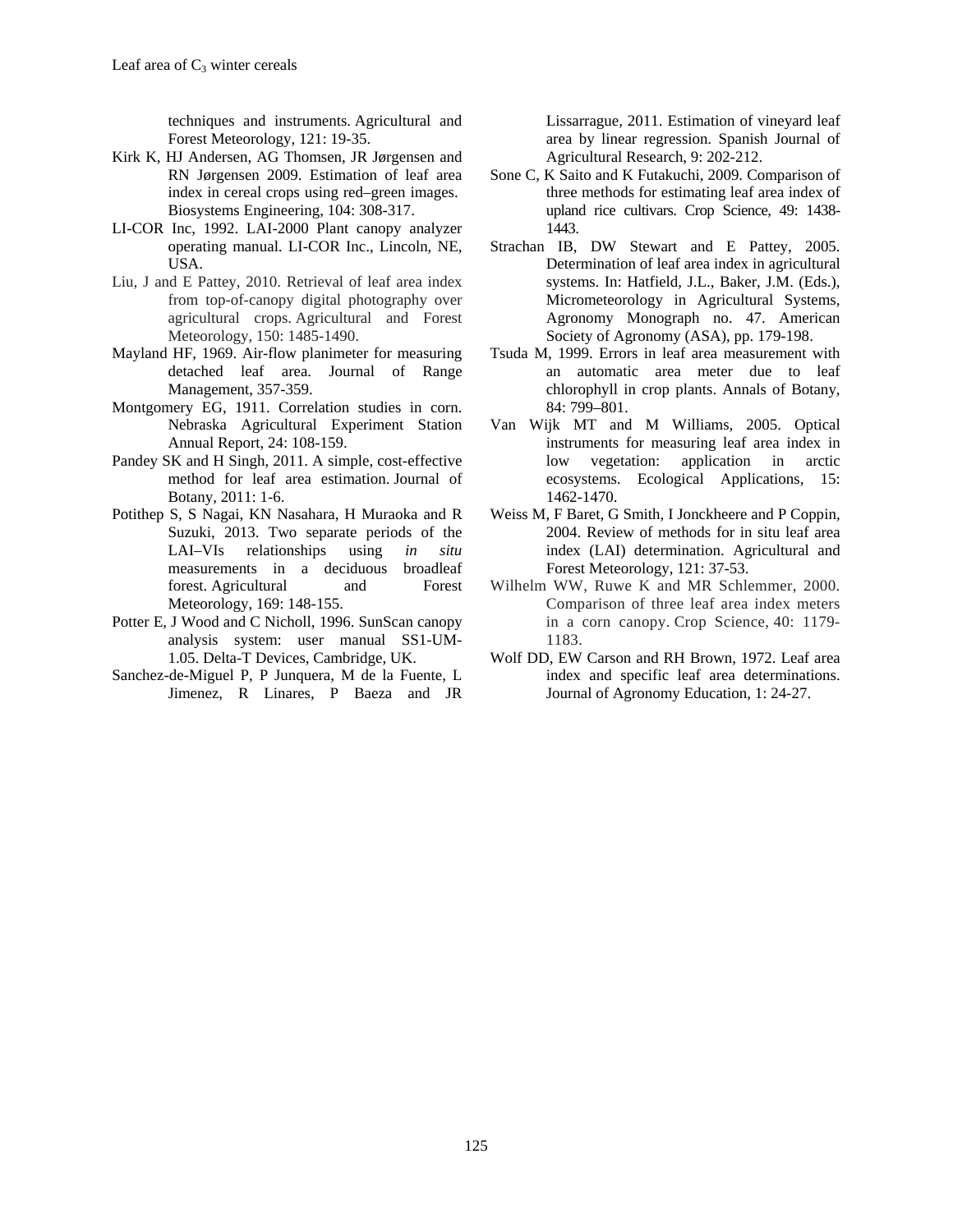techniques and instruments. Agricultural and Forest Meteorology, 121: 19-35.

Kirk K, HJ Andersen, AG Thomsen, JR Jørgensen and RN Jørgensen 2009. Estimation of leaf area index in cereal crops using red–green images. Biosystems Engineering, 104: 308-317.

LI-COR Inc, 1992. LAI-2000 Plant canopy analyzer operating manual. LI-COR Inc., Lincoln, NE, USA.

Liu, J and E Pattey, 2010. Retrieval of leaf area index from top-of-canopy digital photography over agricultural crops. Agricultural and Forest Meteorology, 150: 1485-1490.

Mayland HF, 1969. Air-flow planimeter for measuring detached leaf area. Journal of Range Management, 357-359.

Montgomery EG, 1911. Correlation studies in corn. Nebraska Agricultural Experiment Station Annual Report, 24: 108-159.

Pandey SK and H Singh, 2011. A simple, cost-effective method for leaf area estimation. Journal of Botany, 2011: 1-6.

Potithep S, S Nagai, KN Nasahara, H Muraoka and R Suzuki, 2013. Two separate periods of the LAI–VIs relationships using *in situ* measurements in a deciduous broadleaf forest. Agricultural and Forest Meteorology, 169: 148-155.

Potter E, J Wood and C Nicholl, 1996. SunScan canopy analysis system: user manual SS1-UM-1.05. Delta-T Devices, Cambridge, UK.

Sanchez-de-Miguel P, P Junquera, M de la Fuente, L Jimenez, R Linares, P Baeza and JR Lissarrague, 2011. Estimation of vineyard leaf area by linear regression. Spanish Journal of Agricultural Research, 9: 202-212.

Sone C, K Saito and K Futakuchi, 2009. Comparison of three methods for estimating leaf area index of upland rice cultivars. Crop Science, 49: 1438-1443.

Strachan IB, DW Stewart and E Pattey, 2005. Determination of leaf area index in agricultural systems. In: Hatfield, J.L., Baker, J.M. (Eds.), Micrometeorology in Agricultural Systems, Agronomy Monograph no. 47. American Society of Agronomy (ASA), pp. 179-198.

Tsuda M, 1999. Errors in leaf area measurement with an automatic area meter due to leaf chlorophyll in crop plants. Annals of Botany, 84: 799–801.

Van Wijk MT and M Williams, 2005. Optical instruments for measuring leaf area index in low vegetation: application in arctic ecosystems. Ecological Applications, 15: 1462-1470.

Weiss M, F Baret, G Smith, I Jonckheere and P Coppin, 2004. Review of methods for in situ leaf area index (LAI) determination. Agricultural and Forest Meteorology, 121: 37-53.

Wilhelm WW, Ruwe K and MR Schlemmer, 2000. Comparison of three leaf area index meters in a corn canopy. Crop Science, 40: 1179-1183.

Wolf DD, EW Carson and RH Brown, 1972. Leaf area index and specific leaf area determinations. Journal of Agronomy Education, 1: 24-27.